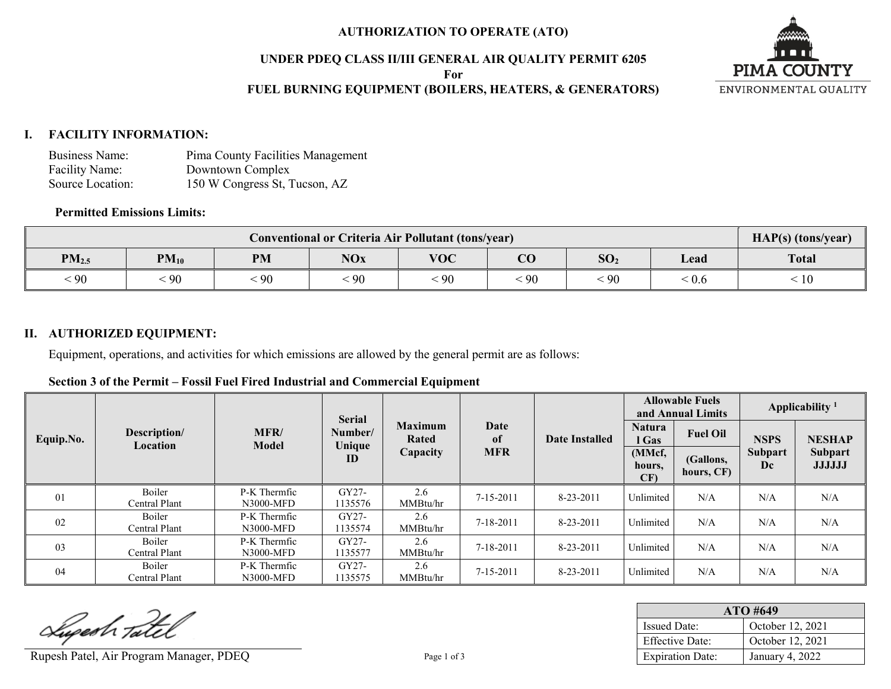# AUTHORIZATION TO OPERATE (ATO)

## UNDER PDEQ CLASS II/III GENERAL AIR QUALITY PERMIT 6205
## For
## FUEL BURNING EQUIPMENT (BOILERS, HEATERS, & GENERATORS)

PIMA COUNTY
ENVIRONMENTAL QUALITY

## I. FACILITY INFORMATION:

Business Name: Pima County Facilities Management
Facility Name: Downtown Complex
Source Location: 150 W Congress St, Tucson, AZ

**Permitted Emissions Limits:**

| Conventional or Criteria Air Pollutant (tons/year) | | | | | | | | HAP(s) (tons/year) |
|---|---|---|---|---|---|---|---|---|
| $PM_{2.5}$ | $PM_{10}$ | PM | NOx | VOC | CO | $SO_2$ | Lead | Total |
| < 90 | < 90 | < 90 | < 90 | < 90 | < 90 | < 90 | < 0.6 | < 10 |

## II. AUTHORIZED EQUIPMENT:

Equipment, operations, and activities for which emissions are allowed by the general permit are as follows:

**Section 3 of the Permit – Fossil Fuel Fired Industrial and Commercial Equipment**

| Equip.No. | Description/ Location | MFR/ Model | Serial Number/ Unique ID | Maximum Rated Capacity | Date of MFR | Date Installed | Allowable Fuels and Annual Limits | | Applicability [1] | |
|---|---|---|---|---|---|---|---|---|---|---|
| | | | | | | | Natural Gas (MMcf, hours, CF) | Fuel Oil (Gallons, hours, CF) | NSPS Subpart Dc | NESHAP Subpart JJJJJJ |
| 01 | Boiler Central Plant | P-K Thermfic N3000-MFD | GY27-1135576 | 2.6 MMBtu/hr | 7-15-2011 | 8-23-2011 | Unlimited | N/A | N/A | N/A |
| 02 | Boiler Central Plant | P-K Thermfic N3000-MFD | GY27-1135574 | 2.6 MMBtu/hr | 7-18-2011 | 8-23-2011 | Unlimited | N/A | N/A | N/A |
| 03 | Boiler Central Plant | P-K Thermfic N3000-MFD | GY27-1135577 | 2.6 MMBtu/hr | 7-18-2011 | 8-23-2011 | Unlimited | N/A | N/A | N/A |
| 04 | Boiler Central Plant | P-K Thermfic N3000-MFD | GY27-1135575 | 2.6 MMBtu/hr | 7-15-2011 | 8-23-2011 | Unlimited | N/A | N/A | N/A |

Rupesh Patel, Air Program Manager, PDEQ

| ATO #649 | |
|---|---|
| Issued Date: | October 12, 2021 |
| Effective Date: | October 12, 2021 |
| Expiration Date: | January 4, 2022 |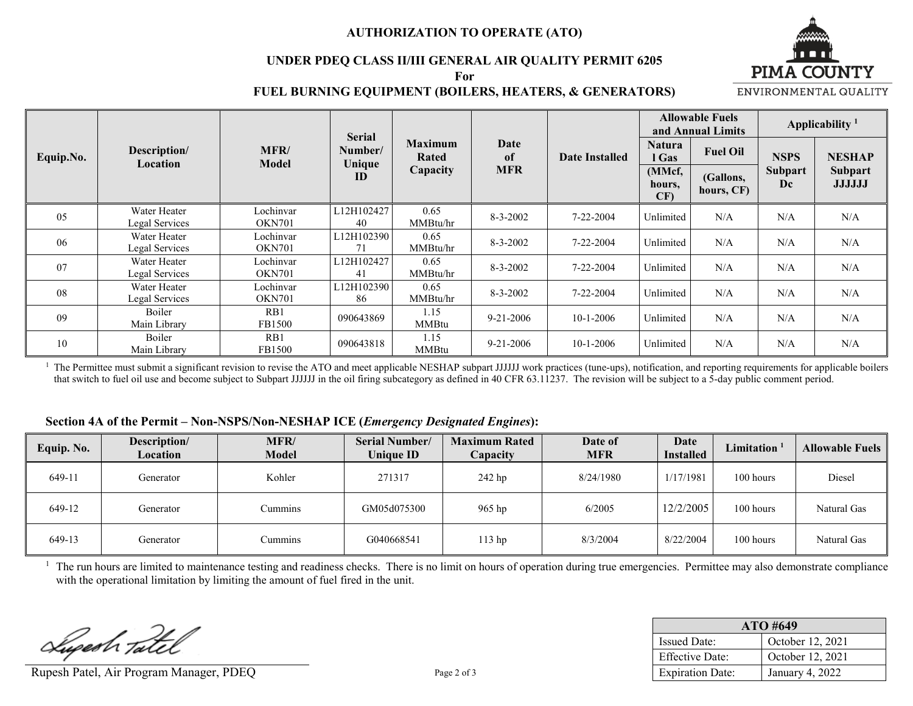# AUTHORIZATION TO OPERATE (ATO)

## UNDER PDEQ CLASS II/III GENERAL AIR QUALITY PERMIT 6205

**For**

**FUEL BURNING EQUIPMENT (BOILERS, HEATERS, & GENERATORS)**

| Equip.No. | Description/ Location | MFR/ Model | Serial Number/ Unique ID | Maximum Rated Capacity | Date of MFR | Date Installed | Allowable Fuels and Annual Limits | | Applicability [1] | |
|---|---|---|---|---|---|---|---|---|---|---|
| | | | | | | | Natural Gas (MMcf, hours, CF) | Fuel Oil (Gallons, hours, CF) | NSPS Subpart Dc | NESHAP Subpart JJJJJJ |
| 05 | Water Heater Legal Services | Lochinvar OKN701 | L12H10242740 | 0.65 MMBtu/hr | 8-3-2002 | 7-22-2004 | Unlimited | N/A | N/A | N/A |
| 06 | Water Heater Legal Services | Lochinvar OKN701 | L12H10239071 | 0.65 MMBtu/hr | 8-3-2002 | 7-22-2004 | Unlimited | N/A | N/A | N/A |
| 07 | Water Heater Legal Services | Lochinvar OKN701 | L12H10242741 | 0.65 MMBtu/hr | 8-3-2002 | 7-22-2004 | Unlimited | N/A | N/A | N/A |
| 08 | Water Heater Legal Services | Lochinvar OKN701 | L12H10239086 | 0.65 MMBtu/hr | 8-3-2002 | 7-22-2004 | Unlimited | N/A | N/A | N/A |
| 09 | Boiler Main Library | RB1 FB1500 | 090643869 | 1.15 MMBtu | 9-21-2006 | 10-1-2006 | Unlimited | N/A | N/A | N/A |
| 10 | Boiler Main Library | RB1 FB1500 | 090643818 | 1.15 MMBtu | 9-21-2006 | 10-1-2006 | Unlimited | N/A | N/A | N/A |

[1] The Permittee must submit a significant revision to revise the ATO and meet applicable NESHAP subpart JJJJJJ work practices (tune-ups), notification, and reporting requirements for applicable boilers that switch to fuel oil use and become subject to Subpart JJJJJJ in the oil firing subcategory as defined in 40 CFR 63.11237. The revision will be subject to a 5-day public comment period.

### Section 4A of the Permit – Non-NSPS/Non-NESHAP ICE (*Emergency Designated Engines*):

| Equip. No. | Description/ Location | MFR/ Model | Serial Number/ Unique ID | Maximum Rated Capacity | Date of MFR | Date Installed | Limitation [1] | Allowable Fuels |
|---|---|---|---|---|---|---|---|---|
| 649-11 | Generator | Kohler | 271317 | 242 hp | 8/24/1980 | 1/17/1981 | 100 hours | Diesel |
| 649-12 | Generator | Cummins | GM05d075300 | 965 hp | 6/2005 | 12/2/2005 | 100 hours | Natural Gas |
| 649-13 | Generator | Cummins | G040668541 | 113 hp | 8/3/2004 | 8/22/2004 | 100 hours | Natural Gas |

[1] The run hours are limited to maintenance testing and readiness checks. There is no limit on hours of operation during true emergencies. Permittee may also demonstrate compliance with the operational limitation by limiting the amount of fuel fired in the unit.

Rupesh Patel, Air Program Manager, PDEQ

| ATO #649 | |
|---|---|
| Issued Date: | October 12, 2021 |
| Effective Date: | October 12, 2021 |
| Expiration Date: | January 4, 2022 |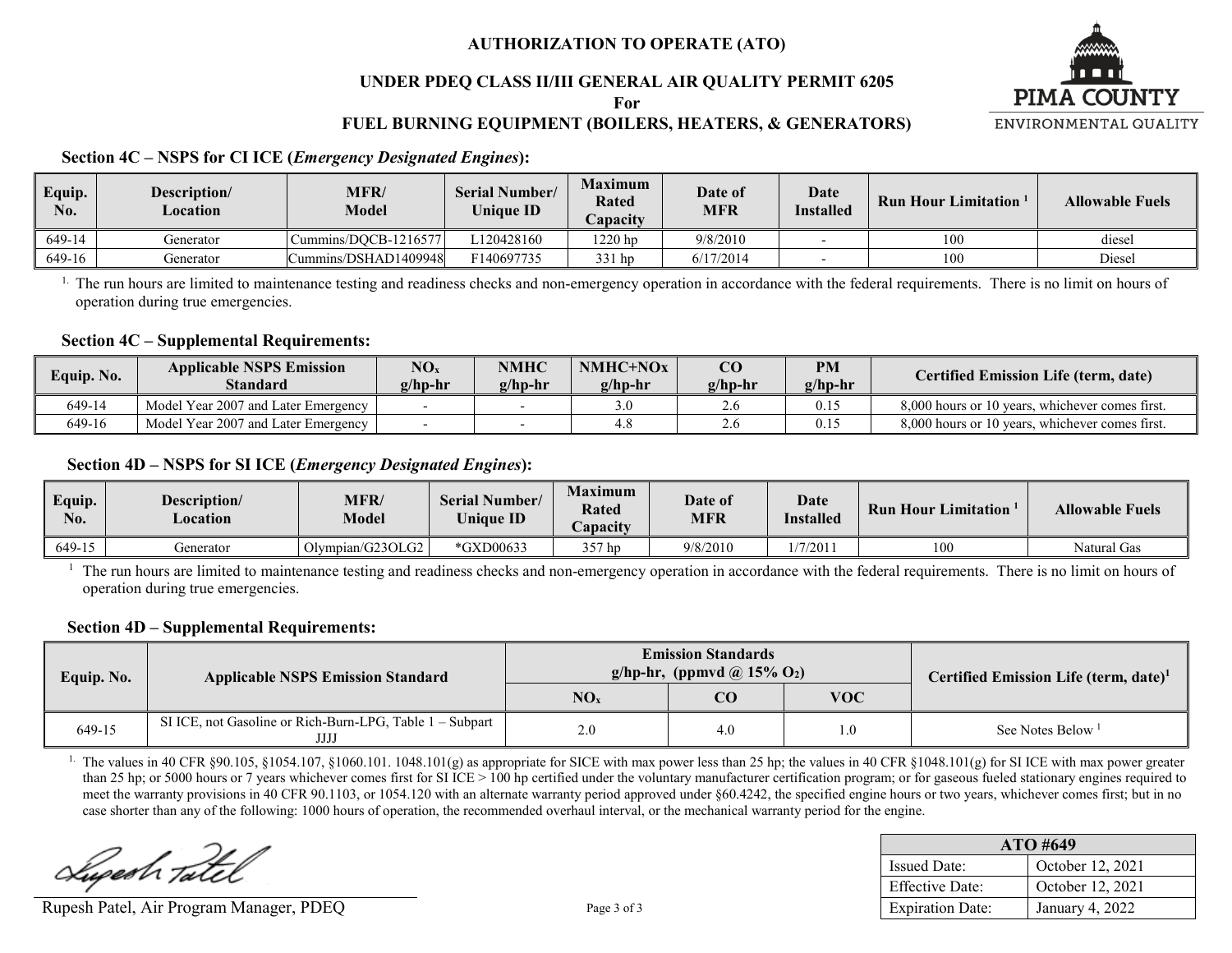**AUTHORIZATION TO OPERATE (ATO)**

**UNDER PDEQ CLASS II/III GENERAL AIR QUALITY PERMIT 6205**

**For**

**FUEL BURNING EQUIPMENT (BOILERS, HEATERS, & GENERATORS)**

PIMA COUNTY
ENVIRONMENTAL QUALITY

### Section 4C – NSPS for CI ICE (*Emergency Designated Engines*):

| Equip. No. | Description/ Location | MFR/ Model | Serial Number/ Unique ID | Maximum Rated Capacity | Date of MFR | Date Installed | Run Hour Limitation [1] | Allowable Fuels |
|---|---|---|---|---|---|---|---|---|
| 649-14 | Generator | Cummins/DQCB-1216577 | L120428160 | 1220 hp | 9/8/2010 | - | 100 | diesel |
| 649-16 | Generator | Cummins/DSHAD1409948 | F140697735 | 331 hp | 6/17/2014 | - | 100 | Diesel |

1. The run hours are limited to maintenance testing and readiness checks and non-emergency operation in accordance with the federal requirements. There is no limit on hours of operation during true emergencies.

### Section 4C – Supplemental Requirements:

| Equip. No. | Applicable NSPS Emission Standard | $NO_x$ g/hp-hr | NMHC g/hp-hr | NMHC+NOx g/hp-hr | CO g/hp-hr | PM g/hp-hr | Certified Emission Life (term, date) |
|---|---|---|---|---|---|---|---|
| 649-14 | Model Year 2007 and Later Emergency | - | - | 3.0 | 2.6 | 0.15 | 8,000 hours or 10 years, whichever comes first. |
| 649-16 | Model Year 2007 and Later Emergency | - | - | 4.8 | 2.6 | 0.15 | 8,000 hours or 10 years, whichever comes first. |

### Section 4D – NSPS for SI ICE (*Emergency Designated Engines*):

| Equip. No. | Description/ Location | MFR/ Model | Serial Number/ Unique ID | Maximum Rated Capacity | Date of MFR | Date Installed | Run Hour Limitation [1] | Allowable Fuels |
|---|---|---|---|---|---|---|---|---|
| 649-15 | Generator | Olympian/G23OLG2 | *GXD00633 | 357 hp | 9/8/2010 | 1/7/2011 | 100 | Natural Gas |

1 The run hours are limited to maintenance testing and readiness checks and non-emergency operation in accordance with the federal requirements. There is no limit on hours of operation during true emergencies.

### Section 4D – Supplemental Requirements:

| Equip. No. | Applicable NSPS Emission Standard | Emission Standards g/hp-hr, (ppmvd @ 15% $O_2$) | | | Certified Emission Life (term, date)[1] |
|---|---|---|---|---|---|
| | | $NO_x$ | CO | VOC | |
| 649-15 | SI ICE, not Gasoline or Rich-Burn-LPG, Table 1 – Subpart JJJJ | 2.0 | 4.0 | 1.0 | See Notes Below [1] |

1. The values in 40 CFR §90.105, §1054.107, §1060.101. 1048.101(g) as appropriate for SICE with max power less than 25 hp; the values in 40 CFR §1048.101(g) for SI ICE with max power greater than 25 hp; or 5000 hours or 7 years whichever comes first for SI ICE > 100 hp certified under the voluntary manufacturer certification program; or for gaseous fueled stationary engines required to meet the warranty provisions in 40 CFR 90.1103, or 1054.120 with an alternate warranty period approved under §60.4242, the specified engine hours or two years, whichever comes first; but in no case shorter than any of the following: 1000 hours of operation, the recommended overhaul interval, or the mechanical warranty period for the engine.

Rupesh Patel, Air Program Manager, PDEQ

| ATO #649 | |
|---|---|
| Issued Date: | October 12, 2021 |
| Effective Date: | October 12, 2021 |
| Expiration Date: | January 4, 2022 |